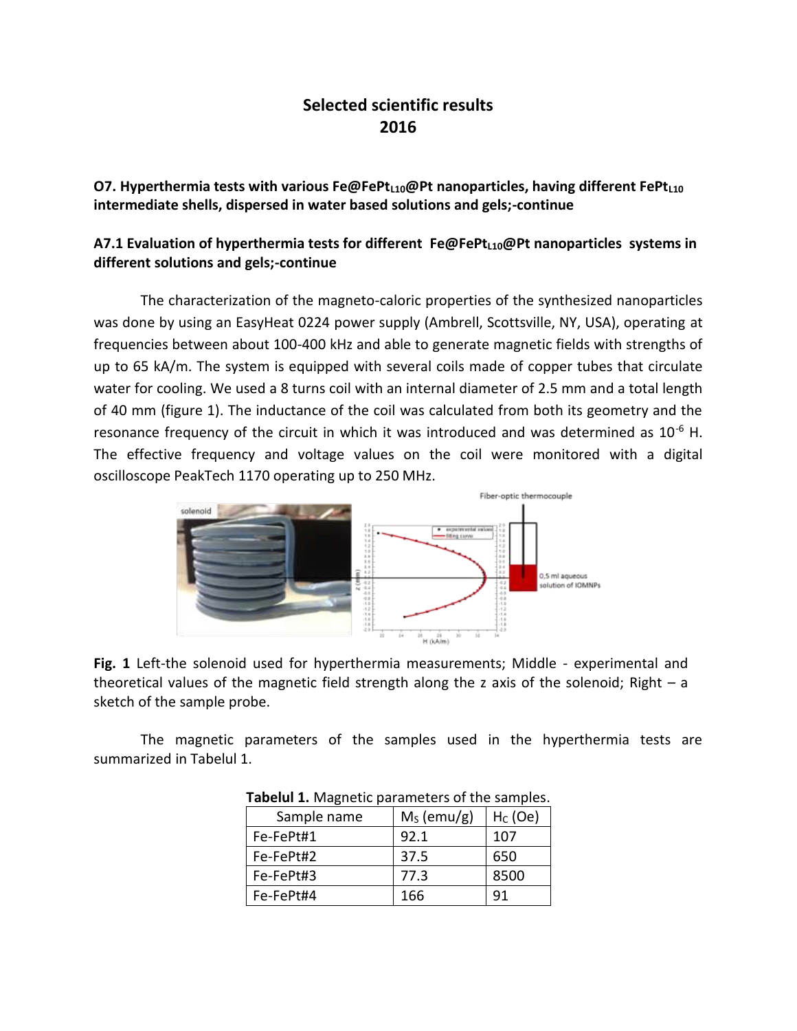# Selected scientific results
# 2016

**O7. Hyperthermia tests with various Fe@FePt$_{L10}$@Pt nanoparticles, having different FePt$_{L10}$ intermediate shells, dispersed in water based solutions and gels;-continue**

**A7.1 Evaluation of hyperthermia tests for different Fe@FePt$_{L10}$@Pt nanoparticles systems in different solutions and gels;-continue**

The characterization of the magneto-caloric properties of the synthesized nanoparticles was done by using an EasyHeat 0224 power supply (Ambrell, Scottsville, NY, USA), operating at frequencies between about 100-400 kHz and able to generate magnetic fields with strengths of up to 65 kA/m. The system is equipped with several coils made of copper tubes that circulate water for cooling. We used a 8 turns coil with an internal diameter of 2.5 mm and a total length of 40 mm (figure 1). The inductance of the coil was calculated from both its geometry and the resonance frequency of the circuit in which it was introduced and was determined as $10^{-6}$ H. The effective frequency and voltage values on the coil were monitored with a digital oscilloscope PeakTech 1170 operating up to 250 MHz.

**Fig. 1** Left-the solenoid used for hyperthermia measurements; Middle - experimental and theoretical values of the magnetic field strength along the z axis of the solenoid; Right – a sketch of the sample probe.

The magnetic parameters of the samples used in the hyperthermia tests are summarized in Tabelul 1.

**Tabelul 1.** Magnetic parameters of the samples.

| Sample name | $M_S$ (emu/g) | $H_C$ (Oe) |
|---|---|---|
| Fe-FePt#1 | 92.1 | 107 |
| Fe-FePt#2 | 37.5 | 650 |
| Fe-FePt#3 | 77.3 | 8500 |
| Fe-FePt#4 | 166 | 91 |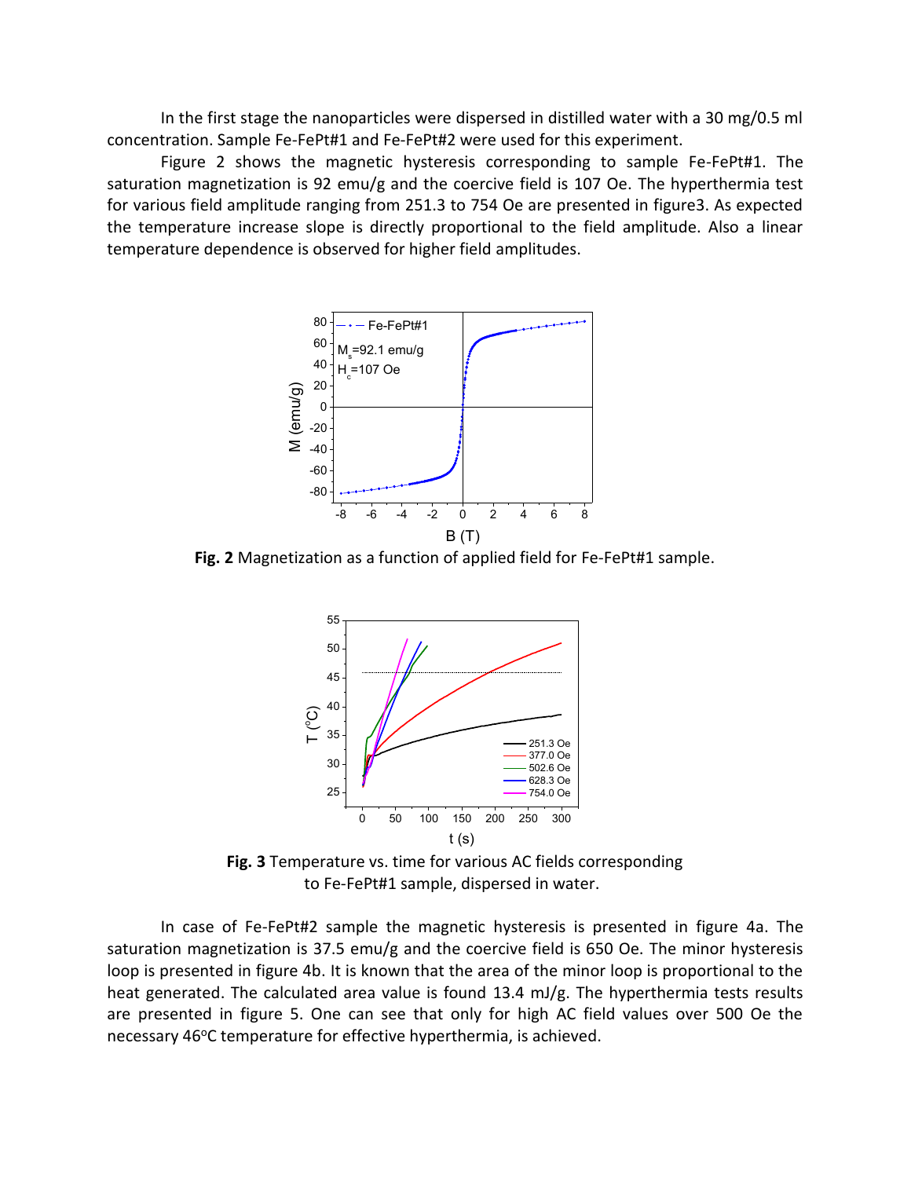In the first stage the nanoparticles were dispersed in distilled water with a 30 mg/0.5 ml concentration. Sample Fe-FePt#1 and Fe-FePt#2 were used for this experiment.

Figure 2 shows the magnetic hysteresis corresponding to sample Fe-FePt#1. The saturation magnetization is 92 emu/g and the coercive field is 107 Oe. The hyperthermia test for various field amplitude ranging from 251.3 to 754 Oe are presented in figure3. As expected the temperature increase slope is directly proportional to the field amplitude. Also a linear temperature dependence is observed for higher field amplitudes.

**Fig. 2** Magnetization as a function of applied field for Fe-FePt#1 sample.

**Fig. 3** Temperature vs. time for various AC fields corresponding to Fe-FePt#1 sample, dispersed in water.

In case of Fe-FePt#2 sample the magnetic hysteresis is presented in figure 4a. The saturation magnetization is 37.5 emu/g and the coercive field is 650 Oe. The minor hysteresis loop is presented in figure 4b. It is known that the area of the minor loop is proportional to the heat generated. The calculated area value is found 13.4 mJ/g. The hyperthermia tests results are presented in figure 5. One can see that only for high AC field values over 500 Oe the necessary 46°C temperature for effective hyperthermia, is achieved.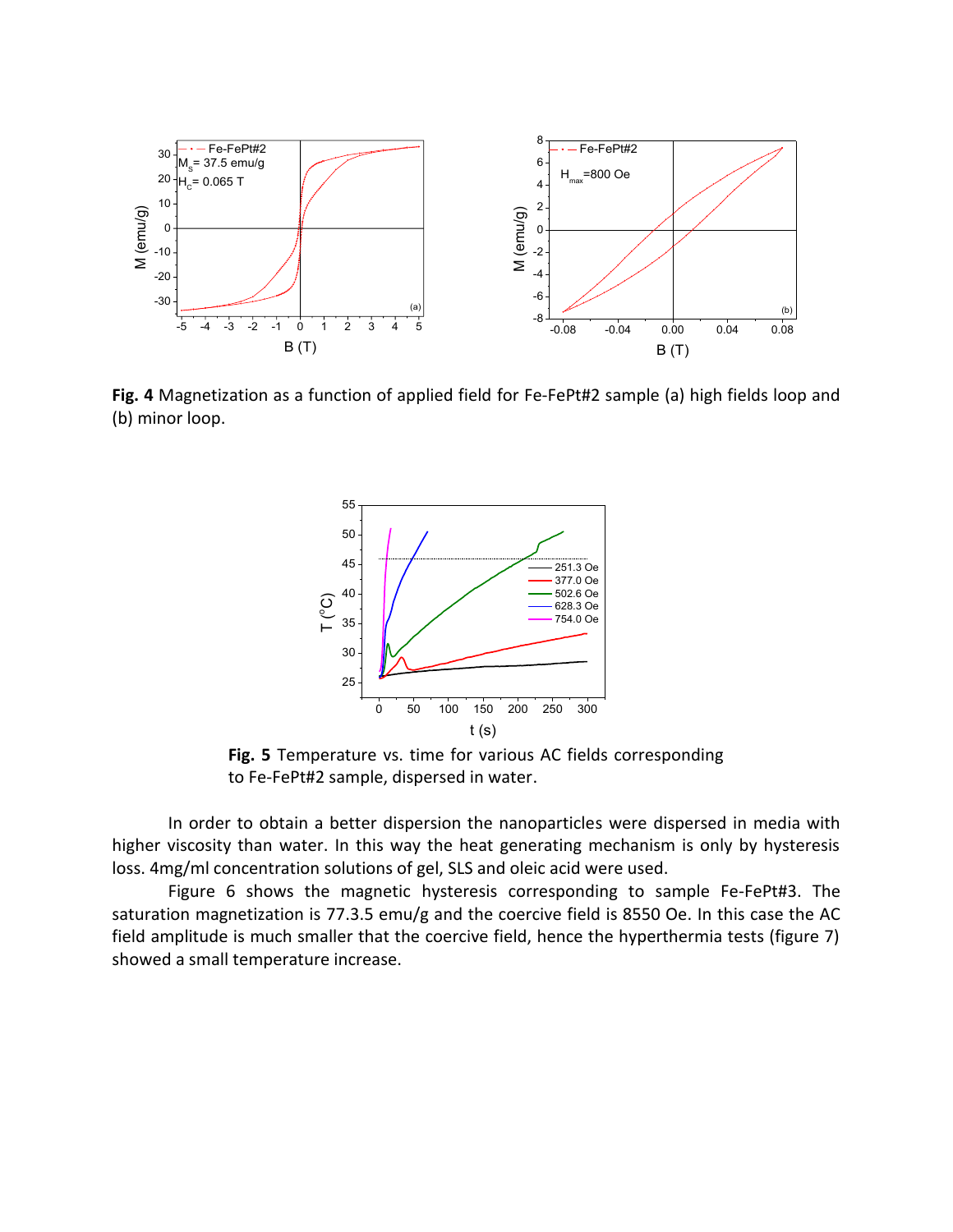**Fig. 4** Magnetization as a function of applied field for Fe-FePt#2 sample (a) high fields loop and (b) minor loop.

**Fig. 5** Temperature vs. time for various AC fields corresponding to Fe-FePt#2 sample, dispersed in water.

In order to obtain a better dispersion the nanoparticles were dispersed in media with higher viscosity than water. In this way the heat generating mechanism is only by hysteresis loss. 4mg/ml concentration solutions of gel, SLS and oleic acid were used.

Figure 6 shows the magnetic hysteresis corresponding to sample Fe-FePt#3. The saturation magnetization is 77.3.5 emu/g and the coercive field is 8550 Oe. In this case the AC field amplitude is much smaller that the coercive field, hence the hyperthermia tests (figure 7) showed a small temperature increase.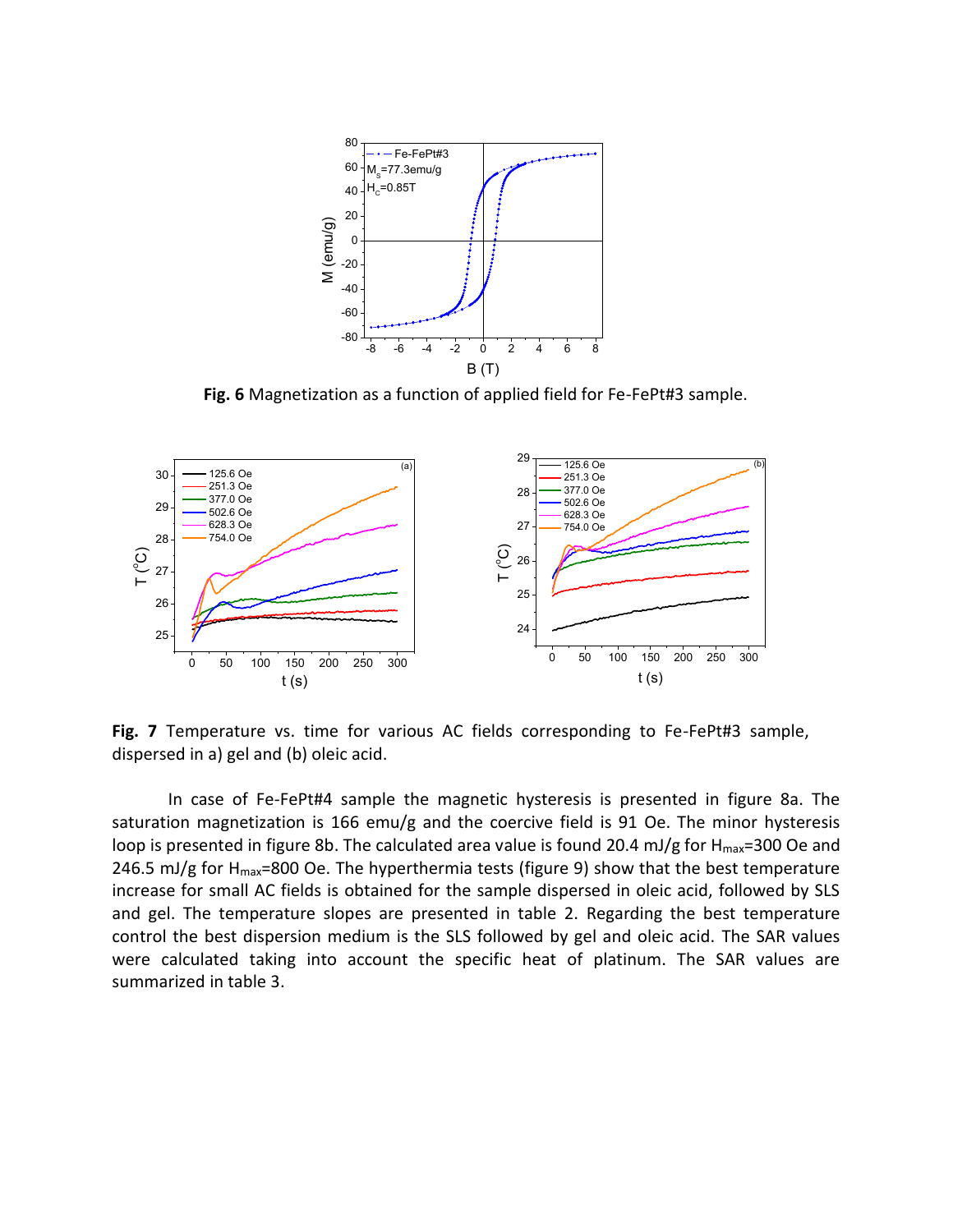**Fig. 6** Magnetization as a function of applied field for Fe-FePt#3 sample.

**Fig. 7** Temperature vs. time for various AC fields corresponding to Fe-FePt#3 sample, dispersed in a) gel and (b) oleic acid.

In case of Fe-FePt#4 sample the magnetic hysteresis is presented in figure 8a. The saturation magnetization is 166 emu/g and the coercive field is 91 Oe. The minor hysteresis loop is presented in figure 8b. The calculated area value is found 20.4 mJ/g for $H_{max}$=300 Oe and 246.5 mJ/g for $H_{max}$=800 Oe. The hyperthermia tests (figure 9) show that the best temperature increase for small AC fields is obtained for the sample dispersed in oleic acid, followed by SLS and gel. The temperature slopes are presented in table 2. Regarding the best temperature control the best dispersion medium is the SLS followed by gel and oleic acid. The SAR values were calculated taking into account the specific heat of platinum. The SAR values are summarized in table 3.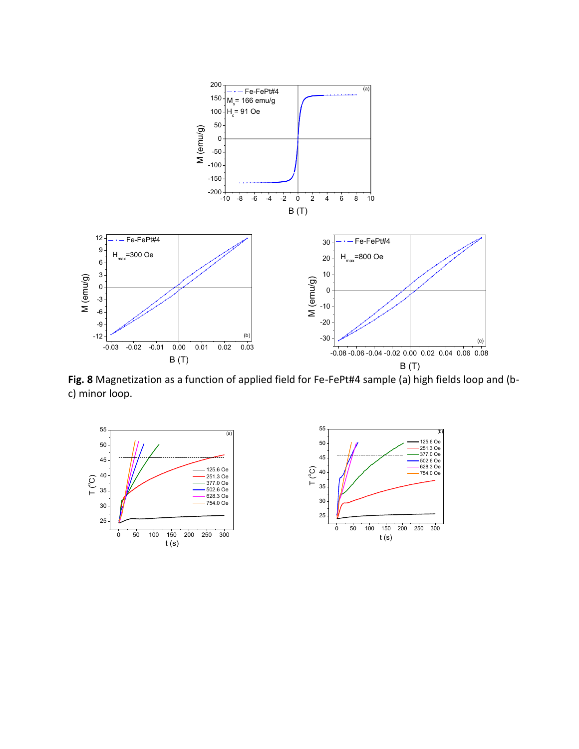**Fig. 8** Magnetization as a function of applied field for Fe-FePt#4 sample (a) high fields loop and (b-c) minor loop.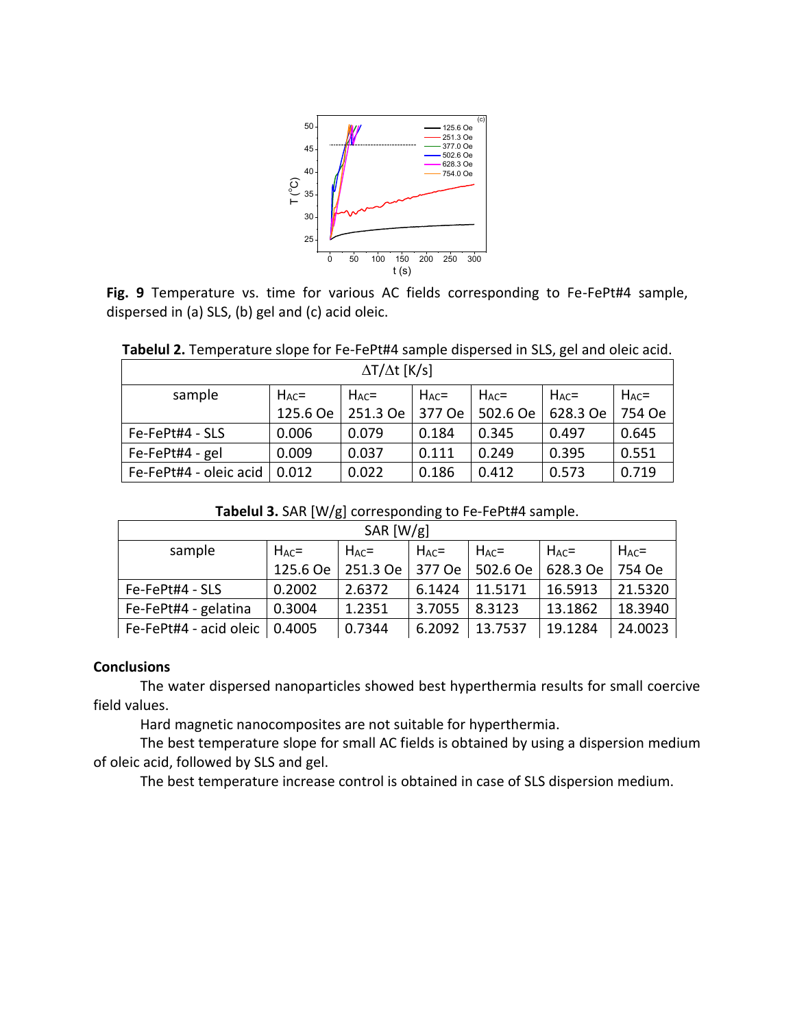**Fig. 9** Temperature vs. time for various AC fields corresponding to Fe-FePt#4 sample, dispersed in (a) SLS, (b) gel and (c) acid oleic.

**Tabelul 2.** Temperature slope for Fe-FePt#4 sample dispersed in SLS, gel and oleic acid.

| $\Delta T/\Delta t$ [K/s] | | | | | | |
|---|---|---|---|---|---|---|
| sample | $H_{AC}$= 125.6 Oe | $H_{AC}$= 251.3 Oe | $H_{AC}$= 377 Oe | $H_{AC}$= 502.6 Oe | $H_{AC}$= 628.3 Oe | $H_{AC}$= 754 Oe |
| Fe-FePt#4 - SLS | 0.006 | 0.079 | 0.184 | 0.345 | 0.497 | 0.645 |
| Fe-FePt#4 - gel | 0.009 | 0.037 | 0.111 | 0.249 | 0.395 | 0.551 |
| Fe-FePt#4 - oleic acid | 0.012 | 0.022 | 0.186 | 0.412 | 0.573 | 0.719 |

**Tabelul 3.** SAR [W/g] corresponding to Fe-FePt#4 sample.

| SAR [W/g] | | | | | | |
|---|---|---|---|---|---|---|
| sample | $H_{AC}$= 125.6 Oe | $H_{AC}$= 251.3 Oe | $H_{AC}$= 377 Oe | $H_{AC}$= 502.6 Oe | $H_{AC}$= 628.3 Oe | $H_{AC}$= 754 Oe |
| Fe-FePt#4 - SLS | 0.2002 | 2.6372 | 6.1424 | 11.5171 | 16.5913 | 21.5320 |
| Fe-FePt#4 - gelatina | 0.3004 | 1.2351 | 3.7055 | 8.3123 | 13.1862 | 18.3940 |
| Fe-FePt#4 - acid oleic | 0.4005 | 0.7344 | 6.2092 | 13.7537 | 19.1284 | 24.0023 |

**Conclusions**

The water dispersed nanoparticles showed best hyperthermia results for small coercive field values.

Hard magnetic nanocomposites are not suitable for hyperthermia.

The best temperature slope for small AC fields is obtained by using a dispersion medium of oleic acid, followed by SLS and gel.

The best temperature increase control is obtained in case of SLS dispersion medium.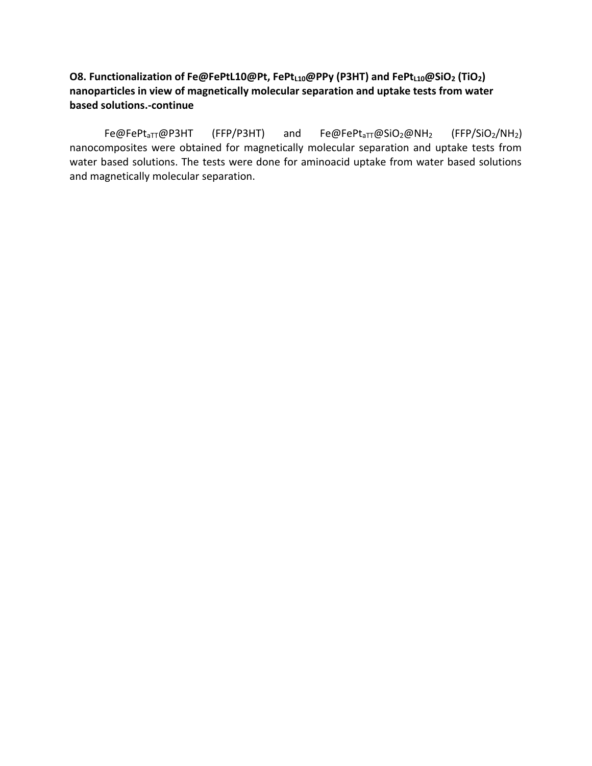**O8. Functionalization of Fe@FePtL10@Pt, $FePt_{L10}$@PPy (P3HT) and $FePt_{L10}$@$SiO_2$ ($TiO_2$) nanoparticles in view of magnetically molecular separation and uptake tests from water based solutions.-continue**

Fe@$FePt_{aTT}$@P3HT (FFP/P3HT) and Fe@$FePt_{aTT}$@$SiO_2$@$NH_2$ (FFP/$SiO_2$/$NH_2$) nanocomposites were obtained for magnetically molecular separation and uptake tests from water based solutions. The tests were done for aminoacid uptake from water based solutions and magnetically molecular separation.